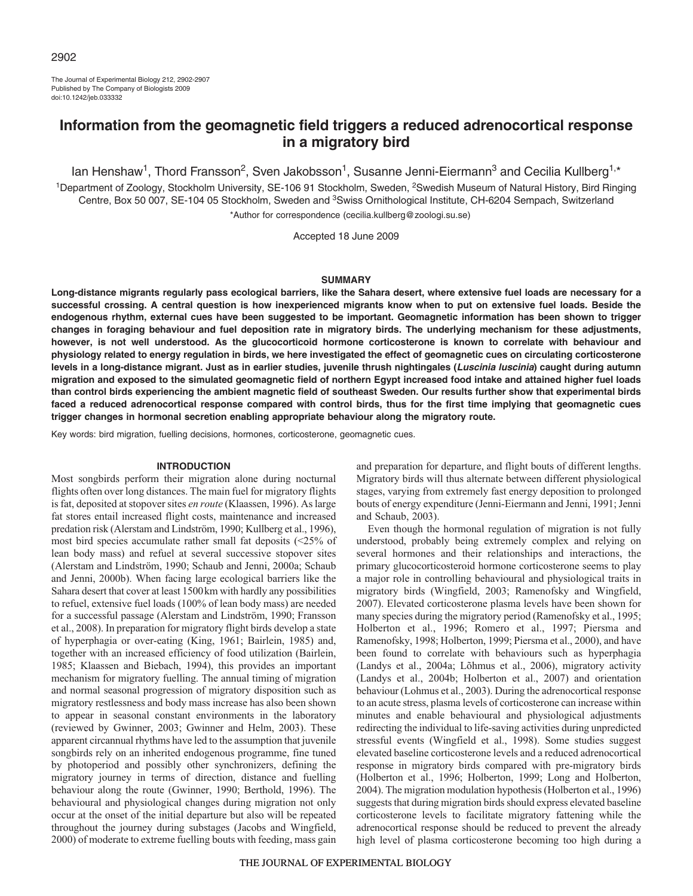# Information from the geomagnetic field triggers a reduced adrenocortical response in a migratory bird

Ian Henshaw[1], Thord Fransson[2], Sven Jakobsson[1], Susanne Jenni-Eiermann[3] and Cecilia Kullberg[1,*]

[1]Department of Zoology, Stockholm University, SE-106 91 Stockholm, Sweden, [2]Swedish Museum of Natural History, Bird Ringing Centre, Box 50 007, SE-104 05 Stockholm, Sweden and [3]Swiss Ornithological Institute, CH-6204 Sempach, Switzerland

*Author for correspondence (cecilia.kullberg@zoologi.su.se)

Accepted 18 June 2009

## SUMMARY

**Long-distance migrants regularly pass ecological barriers, like the Sahara desert, where extensive fuel loads are necessary for a successful crossing. A central question is how inexperienced migrants know when to put on extensive fuel loads. Beside the endogenous rhythm, external cues have been suggested to be important. Geomagnetic information has been shown to trigger changes in foraging behaviour and fuel deposition rate in migratory birds. The underlying mechanism for these adjustments, however, is not well understood. As the glucocorticoid hormone corticosterone is known to correlate with behaviour and physiology related to energy regulation in birds, we here investigated the effect of geomagnetic cues on circulating corticosterone levels in a long-distance migrant. Just as in earlier studies, juvenile thrush nightingales (*Luscinia luscinia*) caught during autumn migration and exposed to the simulated geomagnetic field of northern Egypt increased food intake and attained higher fuel loads than control birds experiencing the ambient magnetic field of southeast Sweden. Our results further show that experimental birds faced a reduced adrenocortical response compared with control birds, thus for the first time implying that geomagnetic cues trigger changes in hormonal secretion enabling appropriate behaviour along the migratory route.**

Key words: bird migration, fuelling decisions, hormones, corticosterone, geomagnetic cues.

## INTRODUCTION

Most songbirds perform their migration alone during nocturnal flights often over long distances. The main fuel for migratory flights is fat, deposited at stopover sites *en route* (Klaassen, 1996). As large fat stores entail increased flight costs, maintenance and increased predation risk (Alerstam and Lindström, 1990; Kullberg et al., 1996), most bird species accumulate rather small fat deposits (<25% of lean body mass) and refuel at several successive stopover sites (Alerstam and Lindström, 1990; Schaub and Jenni, 2000a; Schaub and Jenni, 2000b). When facing large ecological barriers like the Sahara desert that cover at least 1500 km with hardly any possibilities to refuel, extensive fuel loads (100% of lean body mass) are needed for a successful passage (Alerstam and Lindström, 1990; Fransson et al., 2008). In preparation for migratory flight birds develop a state of hyperphagia or over-eating (King, 1961; Bairlein, 1985) and, together with an increased efficiency of food utilization (Bairlein, 1985; Klaassen and Biebach, 1994), this provides an important mechanism for migratory fuelling. The annual timing of migration and normal seasonal progression of migratory disposition such as migratory restlessness and body mass increase has also been shown to appear in seasonal constant environments in the laboratory (reviewed by Gwinner, 2003; Gwinner and Helm, 2003). These apparent circannual rhythms have led to the assumption that juvenile songbirds rely on an inherited endogenous programme, fine tuned by photoperiod and possibly other synchronizers, defining the migratory journey in terms of direction, distance and fuelling behaviour along the route (Gwinner, 1990; Berthold, 1996). The behavioural and physiological changes during migration not only occur at the onset of the initial departure but also will be repeated throughout the journey during substages (Jacobs and Wingfield, 2000) of moderate to extreme fuelling bouts with feeding, mass gain and preparation for departure, and flight bouts of different lengths. Migratory birds will thus alternate between different physiological stages, varying from extremely fast energy deposition to prolonged bouts of energy expenditure (Jenni-Eiermann and Jenni, 1991; Jenni and Schaub, 2003).

Even though the hormonal regulation of migration is not fully understood, probably being extremely complex and relying on several hormones and their relationships and interactions, the primary glucocorticosteroid hormone corticosterone seems to play a major role in controlling behavioural and physiological traits in migratory birds (Wingfield, 2003; Ramenofsky and Wingfield, 2007). Elevated corticosterone plasma levels have been shown for many species during the migratory period (Ramenofsky et al., 1995; Holberton et al., 1996; Romero et al., 1997; Piersma and Ramenofsky, 1998; Holberton, 1999; Piersma et al., 2000), and have been found to correlate with behaviours such as hyperphagia (Landys et al., 2004a; Lõhmus et al., 2006), migratory activity (Landys et al., 2004b; Holberton et al., 2007) and orientation behaviour (Lohmus et al., 2003). During the adrenocortical response to an acute stress, plasma levels of corticosterone can increase within minutes and enable behavioural and physiological adjustments redirecting the individual to life-saving activities during unpredicted stressful events (Wingfield et al., 1998). Some studies suggest elevated baseline corticosterone levels and a reduced adrenocortical response in migratory birds compared with pre-migratory birds (Holberton et al., 1996; Holberton, 1999; Long and Holberton, 2004). The migration modulation hypothesis (Holberton et al., 1996) suggests that during migration birds should express elevated baseline corticosterone levels to facilitate migratory fattening while the adrenocortical response should be reduced to prevent the already high level of plasma corticosterone becoming too high during a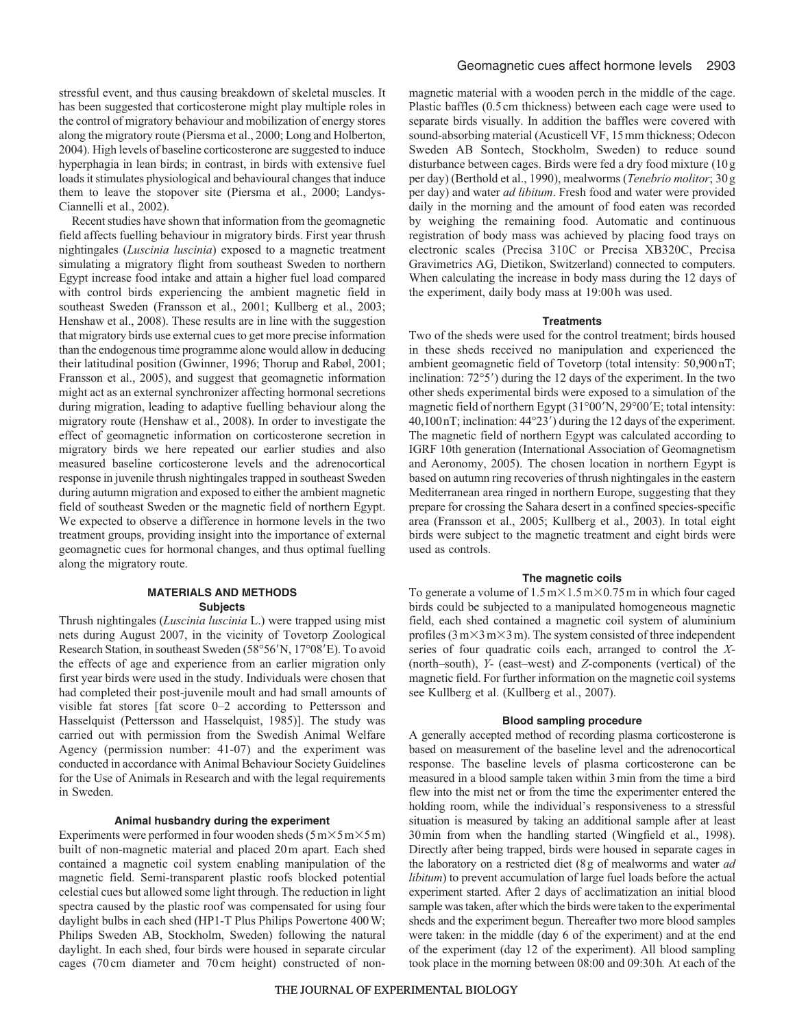stressful event, and thus causing breakdown of skeletal muscles. It has been suggested that corticosterone might play multiple roles in the control of migratory behaviour and mobilization of energy stores along the migratory route (Piersma et al., 2000; Long and Holberton, 2004). High levels of baseline corticosterone are suggested to induce hyperphagia in lean birds; in contrast, in birds with extensive fuel loads it stimulates physiological and behavioural changes that induce them to leave the stopover site (Piersma et al., 2000; Landys-Ciannelli et al., 2002).

Recent studies have shown that information from the geomagnetic field affects fuelling behaviour in migratory birds. First year thrush nightingales (*Luscinia luscinia*) exposed to a magnetic treatment simulating a migratory flight from southeast Sweden to northern Egypt increase food intake and attain a higher fuel load compared with control birds experiencing the ambient magnetic field in southeast Sweden (Fransson et al., 2001; Kullberg et al., 2003; Henshaw et al., 2008). These results are in line with the suggestion that migratory birds use external cues to get more precise information than the endogenous time programme alone would allow in deducing their latitudinal position (Gwinner, 1996; Thorup and Rabøl, 2001; Fransson et al., 2005), and suggest that geomagnetic information might act as an external synchronizer affecting hormonal secretions during migration, leading to adaptive fuelling behaviour along the migratory route (Henshaw et al., 2008). In order to investigate the effect of geomagnetic information on corticosterone secretion in migratory birds we here repeated our earlier studies and also measured baseline corticosterone levels and the adrenocortical response in juvenile thrush nightingales trapped in southeast Sweden during autumn migration and exposed to either the ambient magnetic field of southeast Sweden or the magnetic field of northern Egypt. We expected to observe a difference in hormone levels in the two treatment groups, providing insight into the importance of external geomagnetic cues for hormonal changes, and thus optimal fuelling along the migratory route.

## MATERIALS AND METHODS

### Subjects

Thrush nightingales (*Luscinia luscinia* L.) were trapped using mist nets during August 2007, in the vicinity of Tovetorp Zoological Research Station, in southeast Sweden (58°56′N, 17°08′E). To avoid the effects of age and experience from an earlier migration only first year birds were used in the study. Individuals were chosen that had completed their post-juvenile moult and had small amounts of visible fat stores [fat score 0–2 according to Pettersson and Hasselquist (Pettersson and Hasselquist, 1985)]. The study was carried out with permission from the Swedish Animal Welfare Agency (permission number: 41-07) and the experiment was conducted in accordance with Animal Behaviour Society Guidelines for the Use of Animals in Research and with the legal requirements in Sweden.

### Animal husbandry during the experiment

Experiments were performed in four wooden sheds (5 m×5 m×5 m) built of non-magnetic material and placed 20 m apart. Each shed contained a magnetic coil system enabling manipulation of the magnetic field. Semi-transparent plastic roofs blocked potential celestial cues but allowed some light through. The reduction in light spectra caused by the plastic roof was compensated for using four daylight bulbs in each shed (HP1-T Plus Philips Powertone 400 W; Philips Sweden AB, Stockholm, Sweden) following the natural daylight. In each shed, four birds were housed in separate circular cages (70 cm diameter and 70 cm height) constructed of non-magnetic material with a wooden perch in the middle of the cage. Plastic baffles (0.5 cm thickness) between each cage were used to separate birds visually. In addition the baffles were covered with sound-absorbing material (Acusticell VF, 15 mm thickness; Odecon Sweden AB Sontech, Stockholm, Sweden) to reduce sound disturbance between cages. Birds were fed a dry food mixture (10 g per day) (Berthold et al., 1990), mealworms (*Tenebrio molitor*; 30 g per day) and water *ad libitum*. Fresh food and water were provided daily in the morning and the amount of food eaten was recorded by weighing the remaining food. Automatic and continuous registration of body mass was achieved by placing food trays on electronic scales (Precisa 310C or Precisa XB320C, Precisa Gravimetrics AG, Dietikon, Switzerland) connected to computers. When calculating the increase in body mass during the 12 days of the experiment, daily body mass at 19:00 h was used.

### Treatments

Two of the sheds were used for the control treatment; birds housed in these sheds received no manipulation and experienced the ambient geomagnetic field of Tovetorp (total intensity: 50,900 nT; inclination: 72°5′) during the 12 days of the experiment. In the two other sheds experimental birds were exposed to a simulation of the magnetic field of northern Egypt (31°00′N, 29°00′E; total intensity: 40,100 nT; inclination: 44°23′) during the 12 days of the experiment. The magnetic field of northern Egypt was calculated according to IGRF 10th generation (International Association of Geomagnetism and Aeronomy, 2005). The chosen location in northern Egypt is based on autumn ring recoveries of thrush nightingales in the eastern Mediterranean area ringed in northern Europe, suggesting that they prepare for crossing the Sahara desert in a confined species-specific area (Fransson et al., 2005; Kullberg et al., 2003). In total eight birds were subject to the magnetic treatment and eight birds were used as controls.

### The magnetic coils

To generate a volume of 1.5 m×1.5 m×0.75 m in which four caged birds could be subjected to a manipulated homogeneous magnetic field, each shed contained a magnetic coil system of aluminium profiles (3 m×3 m×3 m). The system consisted of three independent series of four quadratic coils each, arranged to control the *X*- (north–south), *Y*- (east–west) and *Z*-components (vertical) of the magnetic field. For further information on the magnetic coil systems see Kullberg et al. (Kullberg et al., 2007).

### Blood sampling procedure

A generally accepted method of recording plasma corticosterone is based on measurement of the baseline level and the adrenocortical response. The baseline levels of plasma corticosterone can be measured in a blood sample taken within 3 min from the time a bird flew into the mist net or from the time the experimenter entered the holding room, while the individual's responsiveness to a stressful situation is measured by taking an additional sample after at least 30 min from when the handling started (Wingfield et al., 1998). Directly after being trapped, birds were housed in separate cages in the laboratory on a restricted diet (8 g of mealworms and water *ad libitum*) to prevent accumulation of large fuel loads before the actual experiment started. After 2 days of acclimatization an initial blood sample was taken, after which the birds were taken to the experimental sheds and the experiment begun. Thereafter two more blood samples were taken: in the middle (day 6 of the experiment) and at the end of the experiment (day 12 of the experiment). All blood sampling took place in the morning between 08:00 and 09:30 h. At each of the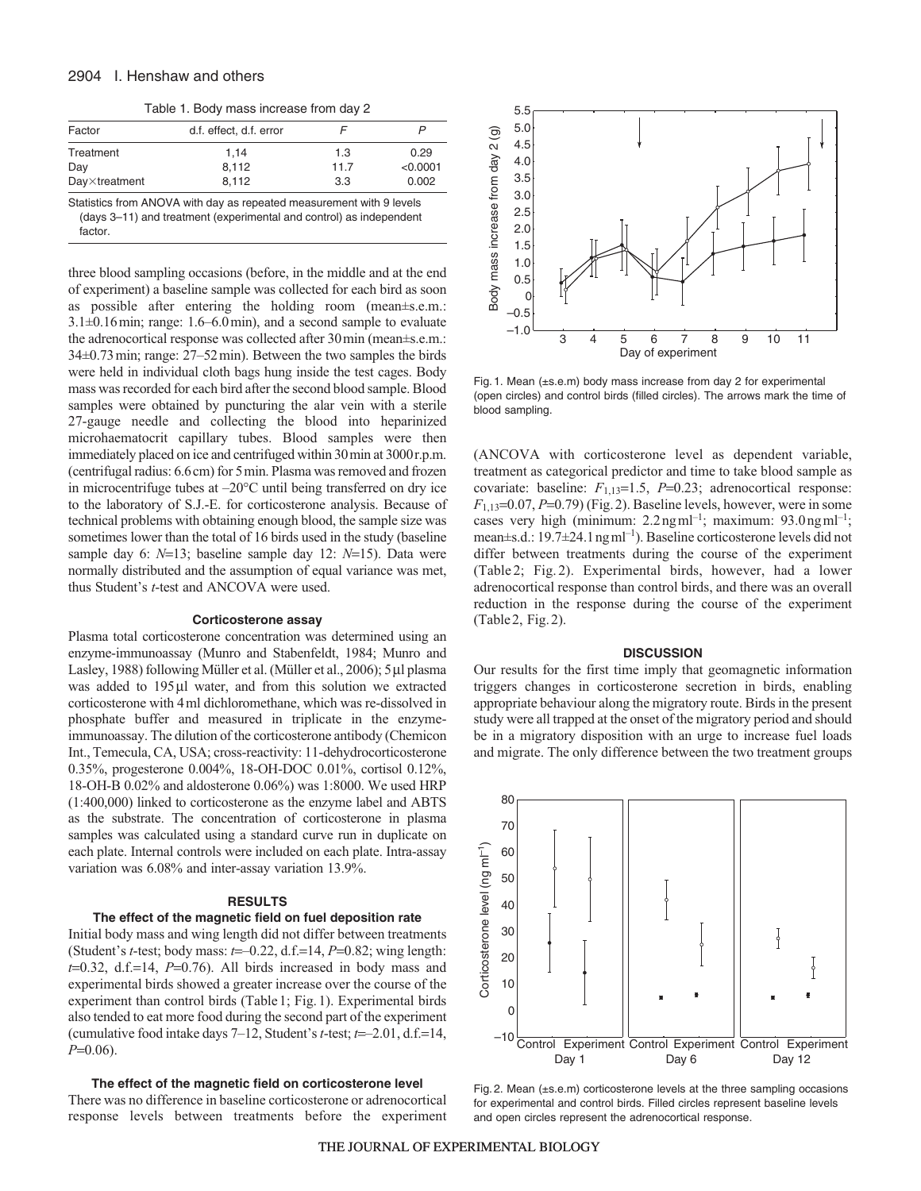Table 1. Body mass increase from day 2

| Factor | d.f. effect, d.f. error | $F$ | $P$ |
|---|---|---|---|
| Treatment | 1,14 | 1.3 | 0.29 |
| Day | 8,112 | 11.7 | <0.0001 |
| Day×treatment | 8,112 | 3.3 | 0.002 |

Statistics from ANOVA with day as repeated measurement with 9 levels (days 3–11) and treatment (experimental and control) as independent factor.

three blood sampling occasions (before, in the middle and at the end of experiment) a baseline sample was collected for each bird as soon as possible after entering the holding room (mean±s.e.m.: 3.1±0.16 min; range: 1.6–6.0 min), and a second sample to evaluate the adrenocortical response was collected after 30 min (mean±s.e.m.: 34±0.73 min; range: 27–52 min). Between the two samples the birds were held in individual cloth bags hung inside the test cages. Body mass was recorded for each bird after the second blood sample. Blood samples were obtained by puncturing the alar vein with a sterile 27-gauge needle and collecting the blood into heparinized microhaematocrit capillary tubes. Blood samples were then immediately placed on ice and centrifuged within 30 min at 3000 r.p.m. (centrifugal radius: 6.6 cm) for 5 min. Plasma was removed and frozen in microcentrifuge tubes at –20°C until being transferred on dry ice to the laboratory of S.J.-E. for corticosterone analysis. Because of technical problems with obtaining enough blood, the sample size was sometimes lower than the total of 16 birds used in the study (baseline sample day 6: $N$=13; baseline sample day 12: $N$=15). Data were normally distributed and the assumption of equal variance was met, thus Student's $t$-test and ANCOVA were used.

### Corticosterone assay

Plasma total corticosterone concentration was determined using an enzyme-immunoassay (Munro and Stabenfeldt, 1984; Munro and Lasley, 1988) following Müller et al. (Müller et al., 2006); 5 µl plasma was added to 195 µl water, and from this solution we extracted corticosterone with 4 ml dichloromethane, which was re-dissolved in phosphate buffer and measured in triplicate in the enzyme-immunoassay. The dilution of the corticosterone antibody (Chemicon Int., Temecula, CA, USA; cross-reactivity: 11-dehydrocorticosterone 0.35%, progesterone 0.004%, 18-OH-DOC 0.01%, cortisol 0.12%, 18-OH-B 0.02% and aldosterone 0.06%) was 1:8000. We used HRP (1:400,000) linked to corticosterone as the enzyme label and ABTS as the substrate. The concentration of corticosterone in plasma samples was calculated using a standard curve run in duplicate on each plate. Internal controls were included on each plate. Intra-assay variation was 6.08% and inter-assay variation 13.9%.

## RESULTS

### The effect of the magnetic field on fuel deposition rate

Initial body mass and wing length did not differ between treatments (Student's $t$-test; body mass: $t$=–0.22, d.f.=14, $P$=0.82; wing length: $t$=0.32, d.f.=14, $P$=0.76). All birds increased in body mass and experimental birds showed a greater increase over the course of the experiment than control birds (Table 1; Fig. 1). Experimental birds also tended to eat more food during the second part of the experiment (cumulative food intake days 7–12, Student's $t$-test; $t$=–2.01, d.f.=14, $P$=0.06).

### The effect of the magnetic field on corticosterone level

There was no difference in baseline corticosterone or adrenocortical response levels between treatments before the experiment (ANCOVA with corticosterone level as dependent variable, treatment as categorical predictor and time to take blood sample as covariate: baseline: $F_{1,13}$=1.5, $P$=0.23; adrenocortical response: $F_{1,13}$=0.07, $P$=0.79) (Fig. 2). Baseline levels, however, were in some cases very high (minimum: 2.2 ng ml$^{-1}$; maximum: 93.0 ng ml$^{-1}$; mean±s.d.: 19.7±24.1 ng ml$^{-1}$). Baseline corticosterone levels did not differ between treatments during the course of the experiment (Table 2; Fig. 2). Experimental birds, however, had a lower adrenocortical response than control birds, and there was an overall reduction in the response during the course of the experiment (Table 2, Fig. 2).

Fig. 1. Mean (±s.e.m) body mass increase from day 2 for experimental (open circles) and control birds (filled circles). The arrows mark the time of blood sampling.

## DISCUSSION

Our results for the first time imply that geomagnetic information triggers changes in corticosterone secretion in birds, enabling appropriate behaviour along the migratory route. Birds in the present study were all trapped at the onset of the migratory period and should be in a migratory disposition with an urge to increase fuel loads and migrate. The only difference between the two treatment groups

Fig. 2. Mean (±s.e.m) corticosterone levels at the three sampling occasions for experimental and control birds. Filled circles represent baseline levels and open circles represent the adrenocortical response.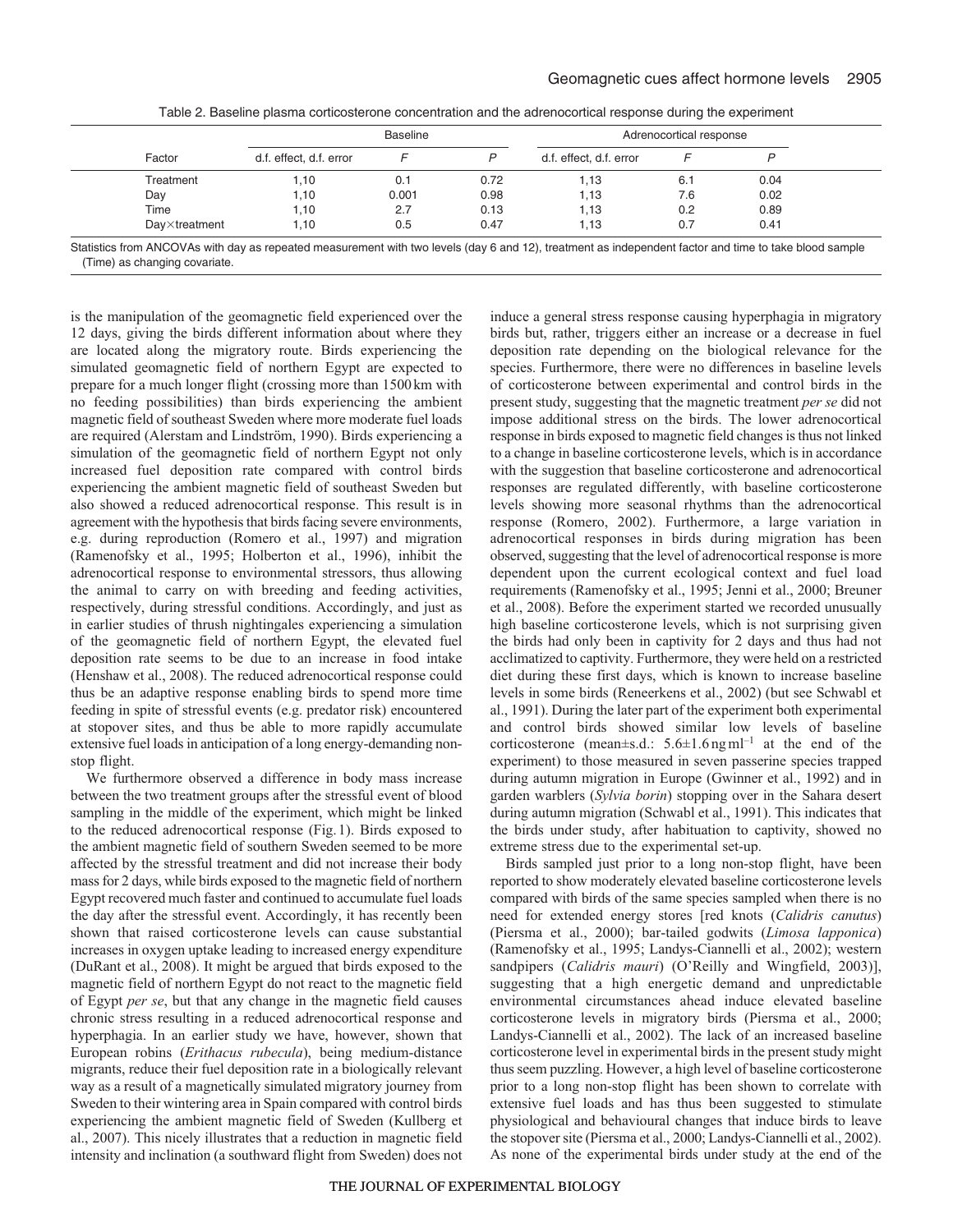Table 2. Baseline plasma corticosterone concentration and the adrenocortical response during the experiment

| | Baseline | | | Adrenocortical response | | |
|---|---|---|---|---|---|---|
| Factor | d.f. effect, d.f. error | *F* | *P* | d.f. effect, d.f. error | *F* | *P* |
| Treatment | 1,10 | 0.1 | 0.72 | 1,13 | 6.1 | 0.04 |
| Day | 1,10 | 0.001 | 0.98 | 1,13 | 7.6 | 0.02 |
| Time | 1,10 | 2.7 | 0.13 | 1,13 | 0.2 | 0.89 |
| Day×treatment | 1,10 | 0.5 | 0.47 | 1,13 | 0.7 | 0.41 |

Statistics from ANCOVAs with day as repeated measurement with two levels (day 6 and 12), treatment as independent factor and time to take blood sample (Time) as changing covariate.

is the manipulation of the geomagnetic field experienced over the 12 days, giving the birds different information about where they are located along the migratory route. Birds experiencing the simulated geomagnetic field of northern Egypt are expected to prepare for a much longer flight (crossing more than 1500 km with no feeding possibilities) than birds experiencing the ambient magnetic field of southeast Sweden where more moderate fuel loads are required (Alerstam and Lindström, 1990). Birds experiencing a simulation of the geomagnetic field of northern Egypt not only increased fuel deposition rate compared with control birds experiencing the ambient magnetic field of southeast Sweden but also showed a reduced adrenocortical response. This result is in agreement with the hypothesis that birds facing severe environments, e.g. during reproduction (Romero et al., 1997) and migration (Ramenofsky et al., 1995; Holberton et al., 1996), inhibit the adrenocortical response to environmental stressors, thus allowing the animal to carry on with breeding and feeding activities, respectively, during stressful conditions. Accordingly, and just as in earlier studies of thrush nightingales experiencing a simulation of the geomagnetic field of northern Egypt, the elevated fuel deposition rate seems to be due to an increase in food intake (Henshaw et al., 2008). The reduced adrenocortical response could thus be an adaptive response enabling birds to spend more time feeding in spite of stressful events (e.g. predator risk) encountered at stopover sites, and thus be able to more rapidly accumulate extensive fuel loads in anticipation of a long energy-demanding non-stop flight.

We furthermore observed a difference in body mass increase between the two treatment groups after the stressful event of blood sampling in the middle of the experiment, which might be linked to the reduced adrenocortical response (Fig. 1). Birds exposed to the ambient magnetic field of southern Sweden seemed to be more affected by the stressful treatment and did not increase their body mass for 2 days, while birds exposed to the magnetic field of northern Egypt recovered much faster and continued to accumulate fuel loads the day after the stressful event. Accordingly, it has recently been shown that raised corticosterone levels can cause substantial increases in oxygen uptake leading to increased energy expenditure (DuRant et al., 2008). It might be argued that birds exposed to the magnetic field of northern Egypt do not react to the magnetic field of Egypt *per se*, but that any change in the magnetic field causes chronic stress resulting in a reduced adrenocortical response and hyperphagia. In an earlier study we have, however, shown that European robins (*Erithacus rubecula*), being medium-distance migrants, reduce their fuel deposition rate in a biologically relevant way as a result of a magnetically simulated migratory journey from Sweden to their wintering area in Spain compared with control birds experiencing the ambient magnetic field of Sweden (Kullberg et al., 2007). This nicely illustrates that a reduction in magnetic field intensity and inclination (a southward flight from Sweden) does not induce a general stress response causing hyperphagia in migratory birds but, rather, triggers either an increase or a decrease in fuel deposition rate depending on the biological relevance for the species. Furthermore, there were no differences in baseline levels of corticosterone between experimental and control birds in the present study, suggesting that the magnetic treatment *per se* did not impose additional stress on the birds. The lower adrenocortical response in birds exposed to magnetic field changes is thus not linked to a change in baseline corticosterone levels, which is in accordance with the suggestion that baseline corticosterone and adrenocortical responses are regulated differently, with baseline corticosterone levels showing more seasonal rhythms than the adrenocortical response (Romero, 2002). Furthermore, a large variation in adrenocortical responses in birds during migration has been observed, suggesting that the level of adrenocortical response is more dependent upon the current ecological context and fuel load requirements (Ramenofsky et al., 1995; Jenni et al., 2000; Breuner et al., 2008). Before the experiment started we recorded unusually high baseline corticosterone levels, which is not surprising given the birds had only been in captivity for 2 days and thus had not acclimatized to captivity. Furthermore, they were held on a restricted diet during these first days, which is known to increase baseline levels in some birds (Reneerkens et al., 2002) (but see Schwabl et al., 1991). During the later part of the experiment both experimental and control birds showed similar low levels of baseline corticosterone (mean±s.d.: 5.6±1.6 ng ml$^{-1}$ at the end of the experiment) to those measured in seven passerine species trapped during autumn migration in Europe (Gwinner et al., 1992) and in garden warblers (*Sylvia borin*) stopping over in the Sahara desert during autumn migration (Schwabl et al., 1991). This indicates that the birds under study, after habituation to captivity, showed no extreme stress due to the experimental set-up.

Birds sampled just prior to a long non-stop flight, have been reported to show moderately elevated baseline corticosterone levels compared with birds of the same species sampled when there is no need for extended energy stores [red knots (*Calidris canutus*) (Piersma et al., 2000); bar-tailed godwits (*Limosa lapponica*) (Ramenofsky et al., 1995; Landys-Ciannelli et al., 2002); western sandpipers (*Calidris mauri*) (O'Reilly and Wingfield, 2003)], suggesting that a high energetic demand and unpredictable environmental circumstances ahead induce elevated baseline corticosterone levels in migratory birds (Piersma et al., 2000; Landys-Ciannelli et al., 2002). The lack of an increased baseline corticosterone level in experimental birds in the present study might thus seem puzzling. However, a high level of baseline corticosterone prior to a long non-stop flight has been shown to correlate with extensive fuel loads and has thus been suggested to stimulate physiological and behavioural changes that induce birds to leave the stopover site (Piersma et al., 2000; Landys-Ciannelli et al., 2002). As none of the experimental birds under study at the end of the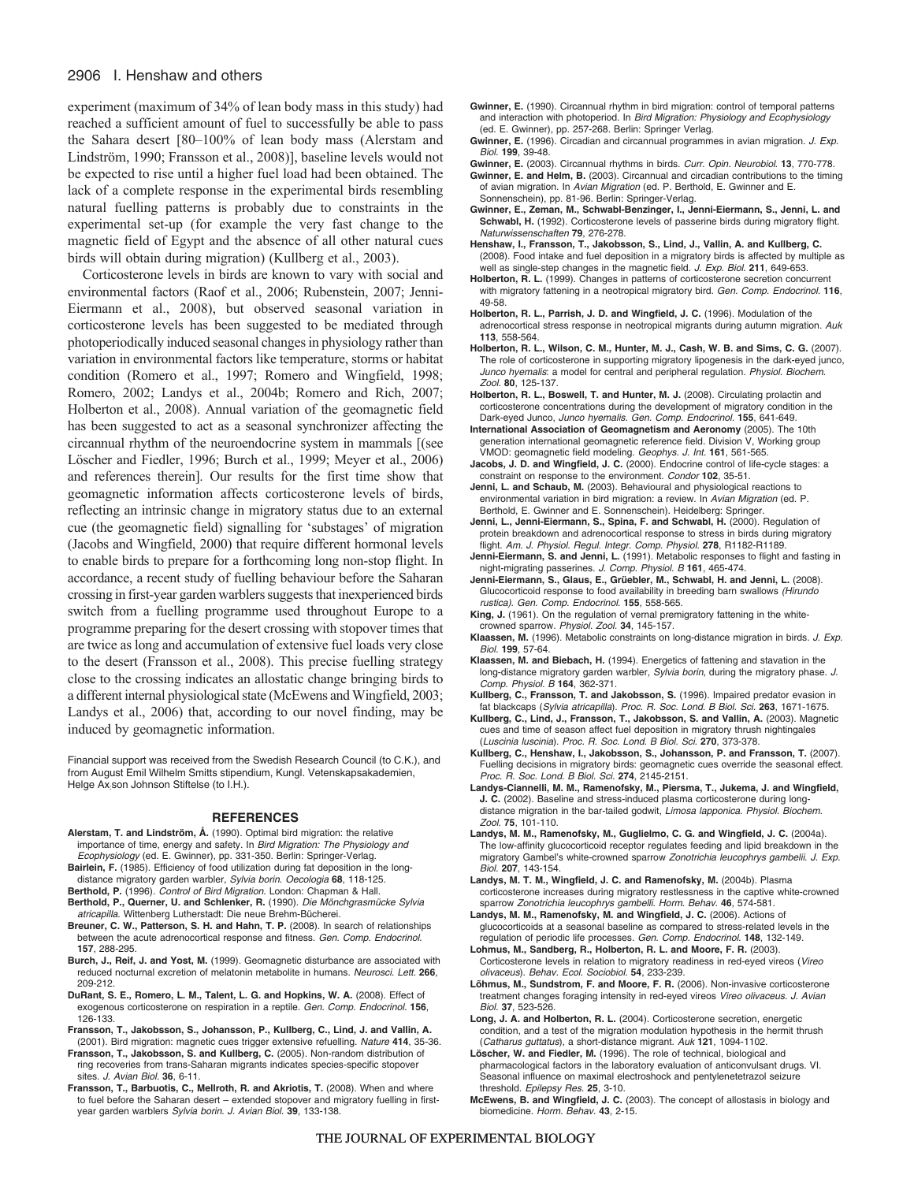experiment (maximum of 34% of lean body mass in this study) had reached a sufficient amount of fuel to successfully be able to pass the Sahara desert [80–100% of lean body mass (Alerstam and Lindström, 1990; Fransson et al., 2008)], baseline levels would not be expected to rise until a higher fuel load had been obtained. The lack of a complete response in the experimental birds resembling natural fuelling patterns is probably due to constraints in the experimental set-up (for example the very fast change to the magnetic field of Egypt and the absence of all other natural cues birds will obtain during migration) (Kullberg et al., 2003).

Corticosterone levels in birds are known to vary with social and environmental factors (Raof et al., 2006; Rubenstein, 2007; Jenni-Eiermann et al., 2008), but observed seasonal variation in corticosterone levels has been suggested to be mediated through photoperiodically induced seasonal changes in physiology rather than variation in environmental factors like temperature, storms or habitat condition (Romero et al., 1997; Romero and Wingfield, 1998; Romero, 2002; Landys et al., 2004b; Romero and Rich, 2007; Holberton et al., 2008). Annual variation of the geomagnetic field has been suggested to act as a seasonal synchronizer affecting the circannual rhythm of the neuroendocrine system in mammals [(see Löscher and Fiedler, 1996; Burch et al., 1999; Meyer et al., 2006) and references therein]. Our results for the first time show that geomagnetic information affects corticosterone levels of birds, reflecting an intrinsic change in migratory status due to an external cue (the geomagnetic field) signalling for 'substages' of migration (Jacobs and Wingfield, 2000) that require different hormonal levels to enable birds to prepare for a forthcoming long non-stop flight. In accordance, a recent study of fuelling behaviour before the Saharan crossing in first-year garden warblers suggests that inexperienced birds switch from a fuelling programme used throughout Europe to a programme preparing for the desert crossing with stopover times that are twice as long and accumulation of extensive fuel loads very close to the desert (Fransson et al., 2008). This precise fuelling strategy close to the crossing indicates an allostatic change bringing birds to a different internal physiological state (McEwens and Wingfield, 2003; Landys et al., 2006) that, according to our novel finding, may be induced by geomagnetic information.

Financial support was received from the Swedish Research Council (to C.K.), and from August Emil Wilhelm Smitts stipendium, Kungl. Vetenskapsakademien, Helge Ax:son Johnson Stiftelse (to I.H.).

## REFERENCES

**Alerstam, T. and Lindström, Å.** (1990). Optimal bird migration: the relative importance of time, energy and safety. In *Bird Migration: The Physiology and Ecophysiology* (ed. E. Gwinner), pp. 331-350. Berlin: Springer-Verlag.

**Bairlein, F.** (1985). Efficiency of food utilization during fat deposition in the long-distance migratory garden warbler, *Sylvia borin*. *Oecologia* **68**, 118-125.

**Berthold, P.** (1996). *Control of Bird Migration*. London: Chapman & Hall.

**Berthold, P., Querner, U. and Schlenker, R.** (1990). *Die Mönchgrasmücke Sylvia atricapilla*. Wittenberg Lutherstadt: Die neue Brehm-Bücherei.

**Breuner, C. W., Patterson, S. H. and Hahn, T. P.** (2008). In search of relationships between the acute adrenocortical response and fitness. *Gen. Comp. Endocrinol.* **157**, 288-295.

**Burch, J., Reif, J. and Yost, M.** (1999). Geomagnetic disturbance are associated with reduced nocturnal excretion of melatonin metabolite in humans. *Neurosci. Lett.* **266**, 209-212.

**DuRant, S. E., Romero, L. M., Talent, L. G. and Hopkins, W. A.** (2008). Effect of exogenous corticosterone on respiration in a reptile. *Gen. Comp. Endocrinol.* **156**, 126-133.

**Fransson, T., Jakobsson, S., Johansson, P., Kullberg, C., Lind, J. and Vallin, A.** (2001). Bird migration: magnetic cues trigger extensive refuelling. *Nature* **414**, 35-36.

**Fransson, T., Jakobsson, S. and Kullberg, C.** (2005). Non-random distribution of ring recoveries from trans-Saharan migrants indicates species-specific stopover sites. *J. Avian Biol.* **36**, 6-11.

**Fransson, T., Barbuotis, C., Mellroth, R. and Akriotis, T.** (2008). When and where to fuel before the Saharan desert – extended stopover and migratory fuelling in first-year garden warblers *Sylvia borin*. *J. Avian Biol.* **39**, 133-138.

**Gwinner, E.** (1990). Circannual rhythm in bird migration: control of temporal patterns and interaction with photoperiod. In *Bird Migration: Physiology and Ecophysiology* (ed. E. Gwinner), pp. 257-268. Berlin: Springer Verlag.

**Gwinner, E.** (1996). Circadian and circannual programmes in avian migration. *J. Exp. Biol.* **199**, 39-48.

**Gwinner, E.** (2003). Circannual rhythms in birds. *Curr. Opin. Neurobiol.* **13**, 770-778.

**Gwinner, E. and Helm, B.** (2003). Circannual and circadian contributions to the timing of avian migration. In *Avian Migration* (ed. P. Berthold, E. Gwinner and E. Sonnenschein), pp. 81-96. Berlin: Springer-Verlag.

**Gwinner, E., Zeman, M., Schwabl-Benzinger, I., Jenni-Eiermann, S., Jenni, L. and Schwabl, H.** (1992). Corticosterone levels of passerine birds during migratory flight. *Naturwissenschaften* **79**, 276-278.

**Henshaw, I., Fransson, T., Jakobsson, S., Lind, J., Vallin, A. and Kullberg, C.** (2008). Food intake and fuel deposition in a migratory birds is affected by multiple as well as single-step changes in the magnetic field. *J. Exp. Biol.* **211**, 649-653.

**Holberton, R. L.** (1999). Changes in patterns of corticosterone secretion concurrent with migratory fattening in a neotropical migratory bird. *Gen. Comp. Endocrinol.* **116**, 49-58.

**Holberton, R. L., Parrish, J. D. and Wingfield, J. C.** (1996). Modulation of the adrenocortical stress response in neotropical migrants during autumn migration. *Auk* **113**, 558-564.

**Holberton, R. L., Wilson, C. M., Hunter, M. J., Cash, W. B. and Sims, C. G.** (2007). The role of corticosterone in supporting migratory lipogenesis in the dark-eyed junco, *Junco hyemalis*: a model for central and peripheral regulation. *Physiol. Biochem. Zool.* **80**, 125-137.

**Holberton, R. L., Boswell, T. and Hunter, M. J.** (2008). Circulating prolactin and corticosterone concentrations during the development of migratory condition in the Dark-eyed Junco, *Junco hyemalis*. *Gen. Comp. Endocrinol.* **155**, 641-649.

**International Association of Geomagnetism and Aeronomy** (2005). The 10th generation international geomagnetic reference field. Division V, Working group VMOD: geomagnetic field modeling. *Geophys. J. Int.* **161**, 561-565.

**Jacobs, J. D. and Wingfield, J. C.** (2000). Endocrine control of life-cycle stages: a constraint on response to the environment. *Condor* **102**, 35-51.

**Jenni, L. and Schaub, M.** (2003). Behavioural and physiological reactions to environmental variation in bird migration: a review. In *Avian Migration* (ed. P. Berthold, E. Gwinner and E. Sonnenschein). Heidelberg: Springer.

**Jenni, L., Jenni-Eiermann, S., Spina, F. and Schwabl, H.** (2000). Regulation of protein breakdown and adrenocortical response to stress in birds during migratory flight. *Am. J. Physiol. Regul. Integr. Comp. Physiol.* **278**, R1182-R1189.

**Jenni-Eiermann, S. and Jenni, L.** (1991). Metabolic responses to flight and fasting in night-migrating passerines. *J. Comp. Physiol. B* **161**, 465-474.

**Jenni-Eiermann, S., Glaus, E., Grüebler, M., Schwabl, H. and Jenni, L.** (2008). Glucocorticoid response to food availability in breeding barn swallows *(Hirundo rustica)*. *Gen. Comp. Endocrinol.* **155**, 558-565.

**King, J.** (1961). On the regulation of vernal premigratory fattening in the white-crowned sparrow. *Physiol. Zool.* **34**, 145-157.

**Klaassen, M.** (1996). Metabolic constraints on long-distance migration in birds. *J. Exp. Biol.* **199**, 57-64.

**Klaassen, M. and Biebach, H.** (1994). Energetics of fattening and starvation in the long-distance migratory garden warbler, *Sylvia borin*, during the migratory phase. *J. Comp. Physiol. B* **164**, 362-371.

**Kullberg, C., Fransson, T. and Jakobsson, S.** (1996). Impaired predator evasion in fat blackcaps (*Sylvia atricapilla*). *Proc. R. Soc. Lond. B Biol. Sci.* **263**, 1671-1675.

**Kullberg, C., Lind, J., Fransson, T., Jakobsson, S. and Vallin, A.** (2003). Magnetic cues and time of season affect fuel deposition in migratory thrush nightingales (*Luscinia luscinia*). *Proc. R. Soc. Lond. B Biol. Sci.* **270**, 373-378.

**Kullberg, C., Henshaw, I., Jakobsson, S., Johansson, P. and Fransson, T.** (2007). Fuelling decisions in migratory birds: geomagnetic cues override the seasonal effect. *Proc. R. Soc. Lond. B Biol. Sci.* **274**, 2145-2151.

**Landys-Ciannelli, M. M., Ramenofsky, M., Piersma, T., Jukema, J. and Wingfield, J. C.** (2002). Baseline and stress-induced plasma corticosterone during long-distance migration in the bar-tailed godwit, *Limosa lapponica*. *Physiol. Biochem. Zool.* **75**, 101-110.

**Landys, M. M., Ramenofsky, M., Guglielmo, C. G. and Wingfield, J. C.** (2004a). The low-affinity glucocorticoid receptor regulates feeding and lipid breakdown in the migratory Gambel's white-crowned sparrow *Zonotrichia leucophrys gambelii*. *J. Exp. Biol.* **207**, 143-154.

**Landys, M. T. M., Wingfield, J. C. and Ramenofsky, M.** (2004b). Plasma corticosterone increases during migratory restlessness in the captive white-crowned sparrow *Zonotrichia leucophrys gambelli*. *Horm. Behav.* **46**, 574-581.

**Landys, M. M., Ramenofsky, M. and Wingfield, J. C.** (2006). Actions of glucocorticoids at a seasonal baseline as compared to stress-related levels in the regulation of periodic life processes. *Gen. Comp. Endocrinol.* **148**, 132-149.

**Lohmus, M., Sandberg, R., Holberton, R. L. and Moore, F. R.** (2003). Corticosterone levels in relation to migratory readiness in red-eyed vireos (*Vireo olivaceus*). *Behav. Ecol. Sociobiol.* **54**, 233-239.

**Lõhmus, M., Sundstrom, F. and Moore, F. R.** (2006). Non-invasive corticosterone treatment changes foraging intensity in red-eyed vireos *Vireo olivaceus*. *J. Avian Biol.* **37**, 523-526.

**Long, J. A. and Holberton, R. L.** (2004). Corticosterone secretion, energetic condition, and a test of the migration modulation hypothesis in the hermit thrush (*Catharus guttatus*), a short-distance migrant. *Auk* **121**, 1094-1102.

**Löscher, W. and Fiedler, M.** (1996). The role of technical, biological and pharmacological factors in the laboratory evaluation of anticonvulsant drugs. VI. Seasonal influence on maximal electroshock and pentylenetetrazol seizure threshold. *Epilepsy Res.* **25**, 3-10.

**McEwens, B. and Wingfield, J. C.** (2003). The concept of allostasis in biology and biomedicine. *Horm. Behav.* **43**, 2-15.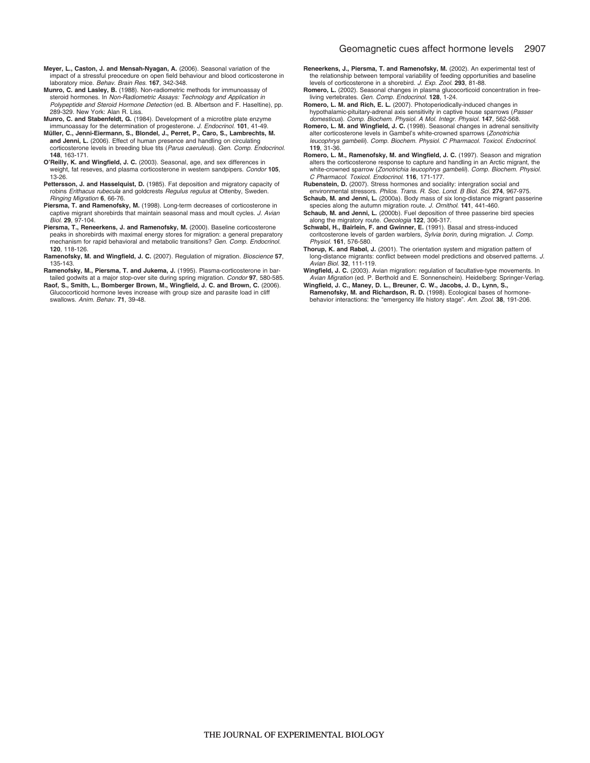**Meyer, L., Caston, J. and Mensah-Nyagan, A.** (2006). Seasonal variation of the impact of a stressful preocedure on open field behaviour and blood corticosterone in laboratory mice. *Behav. Brain Res.* **167**, 342-348.

**Munro, C. and Lasley, B.** (1988). Non-radiometric methods for immunoassay of steroid hormones. In *Non-Radiometric Assays: Technology and Application in Polypeptide and Steroid Hormone Detection* (ed. B. Albertson and F. Haseltine), pp. 289-329. New York: Alan R. Liss.

**Munro, C. and Stabenfeldt, G.** (1984). Development of a microtitre plate enzyme immunoassay for the determination of progesterone. *J. Endocrinol.* **101**, 41-49.

**Müller, C., Jenni-Eiermann, S., Blondel, J., Perret, P., Caro, S., Lambrechts, M. and Jenni, L.** (2006). Effect of human presence and handling on circulating corticosterone levels in breeding blue tits (*Parus caeruleus*). *Gen. Comp. Endocrinol.* **148**, 163-171.

**O'Reilly, K. and Wingfield, J. C.** (2003). Seasonal, age, and sex differences in weight, fat reseves, and plasma corticosterone in western sandpipers. *Condor* **105**, 13-26.

**Pettersson, J. and Hasselquist, D.** (1985). Fat deposition and migratory capacity of robins *Erithacus rubecula* and goldcrests *Regulus regulus* at Ottenby, Sweden. *Ringing Migration* **6**, 66-76.

**Piersma, T. and Ramenofsky, M.** (1998). Long-term decreases of corticosterone in captive migrant shorebirds that maintain seasonal mass and moult cycles. *J. Avian Biol.* **29**, 97-104.

**Piersma, T., Reneerkens, J. and Ramenofsky, M.** (2000). Baseline corticosterone peaks in shorebirds with maximal energy stores for migration: a general preparatory mechanism for rapid behavioral and metabolic transitions? *Gen. Comp. Endocrinol.* **120**, 118-126.

**Ramenofsky, M. and Wingfield, J. C.** (2007). Regulation of migration. *Bioscience* **57**, 135-143.

**Ramenofsky, M., Piersma, T. and Jukema, J.** (1995). Plasma-corticosterone in bar-tailed godwits at a major stop-over site during spring migration. *Condor* **97**, 580-585.

**Raof, S., Smith, L., Bomberger Brown, M., Wingfield, J. C. and Brown, C.** (2006). Glucocorticoid hormone leves increase with group size and parasite load in cliff swallows. *Anim. Behav.* **71**, 39-48.

**Reneerkens, J., Piersma, T. and Ramenofsky, M.** (2002). An experimental test of the relationship between temporal variability of feeding opportunities and baseline levels of corticosterone in a shorebird. *J. Exp. Zool.* **293**, 81-88.

**Romero, L.** (2002). Seasonal changes in plasma glucocorticoid concentration in free-living vertebrates. *Gen. Comp. Endocrinol.* **128**, 1-24.

**Romero, L. M. and Rich, E. L.** (2007). Photoperiodically-induced changes in hypothalamic-pituitary-adrenal axis sensitivity in captive house sparrows (*Passer domesticus*). *Comp. Biochem. Physiol. A Mol. Integr. Physiol.* **147**, 562-568.

**Romero, L. M. and Wingfield, J. C.** (1998). Seasonal changes in adrenal sensitivity alter corticosterone levels in Gambel's white-crowned sparrows (*Zonotrichia leucophrys gambelii*). *Comp. Biochem. Physiol. C Pharmacol. Toxicol. Endocrinol.* **119**, 31-36.

**Romero, L. M., Ramenofsky, M. and Wingfield, J. C.** (1997). Season and migration alters the corticosterone response to capture and handling in an Arctic migrant, the white-crowned sparrow (*Zonotrichia leucophrys gambelii*). *Comp. Biochem. Physiol. C Pharmacol. Toxicol. Endocrinol.* **116**, 171-177.

**Rubenstein, D.** (2007). Stress hormones and sociality: intergration social and environmental stressors. *Philos. Trans. R. Soc. Lond. B Biol. Sci.* **274**, 967-975.

**Schaub, M. and Jenni, L.** (2000a). Body mass of six long-distance migrant passerine species along the autumn migration route. *J. Ornithol.* **141**, 441-460.

**Schaub, M. and Jenni, L.** (2000b). Fuel deposition of three passerine bird species along the migratory route. *Oecologia* **122**, 306-317.

**Schwabl, H., Bairlein, F. and Gwinner, E.** (1991). Basal and stress-induced coritcosterone levels of garden warblers, *Sylvia borin*, during migration. *J. Comp. Physiol.* **161**, 576-580.

**Thorup, K. and Rabøl, J.** (2001). The orientation system and migration pattern of long-distance migrants: conflict between model predictions and observed patterns. *J. Avian Biol.* **32**, 111-119.

**Wingfield, J. C.** (2003). Avian migration: regulation of facultative-type movements. In *Avian Migration* (ed. P. Berthold and E. Sonnenschein). Heidelberg: Springer-Verlag.

**Wingfield, J. C., Maney, D. L., Breuner, C. W., Jacobs, J. D., Lynn, S., Ramenofsky, M. and Richardson, R. D.** (1998). Ecological bases of hormone-behavior interactions: the "emergency life history stage". *Am. Zool.* **38**, 191-206.